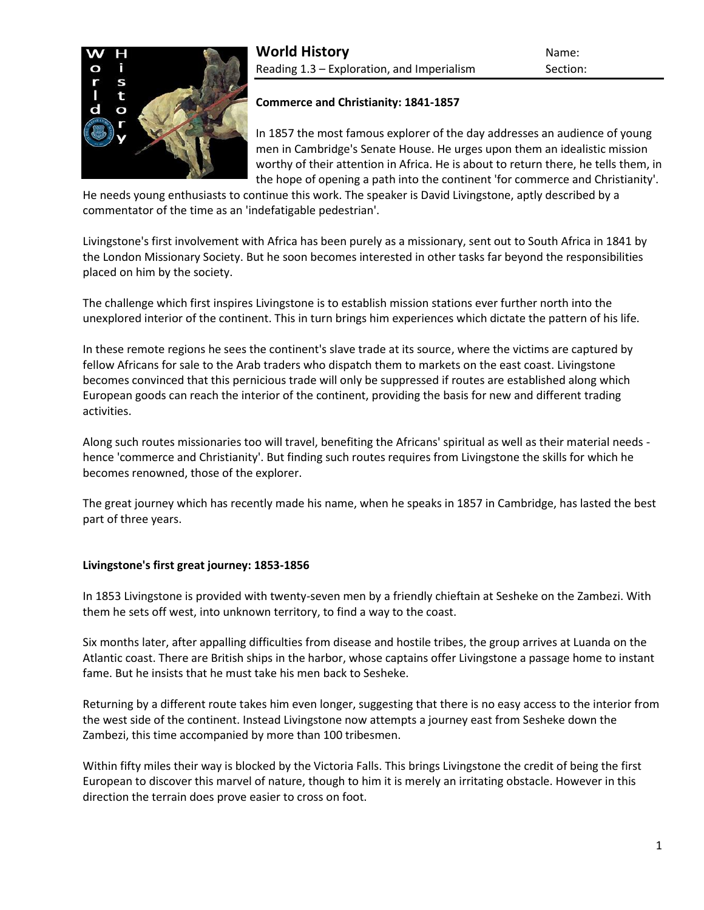# World History

Reading 1.3 – Exploration, and Imperialism

Name:

Section:

## Commerce and Christianity: 1841-1857

In 1857 the most famous explorer of the day addresses an audience of young men in Cambridge's Senate House. He urges upon them an idealistic mission worthy of their attention in Africa. He is about to return there, he tells them, in the hope of opening a path into the continent 'for commerce and Christianity'. He needs young enthusiasts to continue this work. The speaker is David Livingstone, aptly described by a commentator of the time as an 'indefatigable pedestrian'.

Livingstone's first involvement with Africa has been purely as a missionary, sent out to South Africa in 1841 by the London Missionary Society. But he soon becomes interested in other tasks far beyond the responsibilities placed on him by the society.

The challenge which first inspires Livingstone is to establish mission stations ever further north into the unexplored interior of the continent. This in turn brings him experiences which dictate the pattern of his life.

In these remote regions he sees the continent's slave trade at its source, where the victims are captured by fellow Africans for sale to the Arab traders who dispatch them to markets on the east coast. Livingstone becomes convinced that this pernicious trade will only be suppressed if routes are established along which European goods can reach the interior of the continent, providing the basis for new and different trading activities.

Along such routes missionaries too will travel, benefiting the Africans' spiritual as well as their material needs - hence 'commerce and Christianity'. But finding such routes requires from Livingstone the skills for which he becomes renowned, those of the explorer.

The great journey which has recently made his name, when he speaks in 1857 in Cambridge, has lasted the best part of three years.

## Livingstone's first great journey: 1853-1856

In 1853 Livingstone is provided with twenty-seven men by a friendly chieftain at Sesheke on the Zambezi. With them he sets off west, into unknown territory, to find a way to the coast.

Six months later, after appalling difficulties from disease and hostile tribes, the group arrives at Luanda on the Atlantic coast. There are British ships in the harbor, whose captains offer Livingstone a passage home to instant fame. But he insists that he must take his men back to Sesheke.

Returning by a different route takes him even longer, suggesting that there is no easy access to the interior from the west side of the continent. Instead Livingstone now attempts a journey east from Sesheke down the Zambezi, this time accompanied by more than 100 tribesmen.

Within fifty miles their way is blocked by the Victoria Falls. This brings Livingstone the credit of being the first European to discover this marvel of nature, though to him it is merely an irritating obstacle. However in this direction the terrain does prove easier to cross on foot.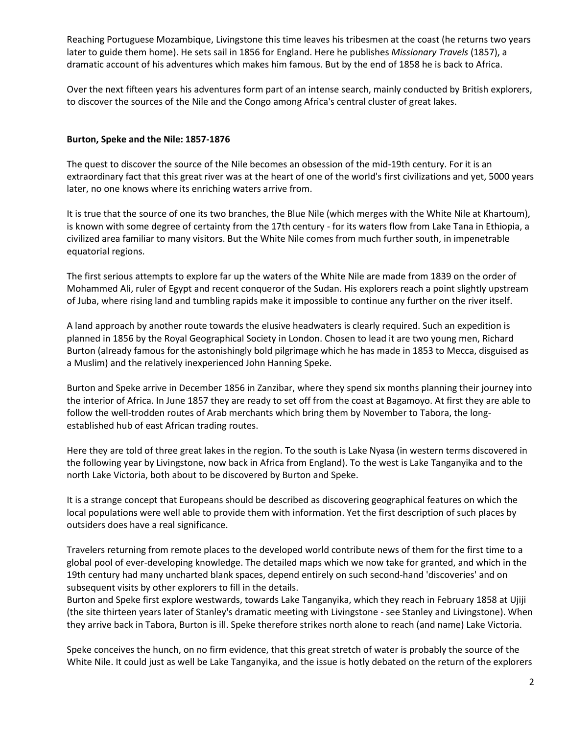Reaching Portuguese Mozambique, Livingstone this time leaves his tribesmen at the coast (he returns two years later to guide them home). He sets sail in 1856 for England. Here he publishes *Missionary Travels* (1857), a dramatic account of his adventures which makes him famous. But by the end of 1858 he is back to Africa.

Over the next fifteen years his adventures form part of an intense search, mainly conducted by British explorers, to discover the sources of the Nile and the Congo among Africa's central cluster of great lakes.

**Burton, Speke and the Nile: 1857-1876**

The quest to discover the source of the Nile becomes an obsession of the mid-19th century. For it is an extraordinary fact that this great river was at the heart of one of the world's first civilizations and yet, 5000 years later, no one knows where its enriching waters arrive from.

It is true that the source of one its two branches, the Blue Nile (which merges with the White Nile at Khartoum), is known with some degree of certainty from the 17th century - for its waters flow from Lake Tana in Ethiopia, a civilized area familiar to many visitors. But the White Nile comes from much further south, in impenetrable equatorial regions.

The first serious attempts to explore far up the waters of the White Nile are made from 1839 on the order of Mohammed Ali, ruler of Egypt and recent conqueror of the Sudan. His explorers reach a point slightly upstream of Juba, where rising land and tumbling rapids make it impossible to continue any further on the river itself.

A land approach by another route towards the elusive headwaters is clearly required. Such an expedition is planned in 1856 by the Royal Geographical Society in London. Chosen to lead it are two young men, Richard Burton (already famous for the astonishingly bold pilgrimage which he has made in 1853 to Mecca, disguised as a Muslim) and the relatively inexperienced John Hanning Speke.

Burton and Speke arrive in December 1856 in Zanzibar, where they spend six months planning their journey into the interior of Africa. In June 1857 they are ready to set off from the coast at Bagamoyo. At first they are able to follow the well-trodden routes of Arab merchants which bring them by November to Tabora, the long-established hub of east African trading routes.

Here they are told of three great lakes in the region. To the south is Lake Nyasa (in western terms discovered in the following year by Livingstone, now back in Africa from England). To the west is Lake Tanganyika and to the north Lake Victoria, both about to be discovered by Burton and Speke.

It is a strange concept that Europeans should be described as discovering geographical features on which the local populations were well able to provide them with information. Yet the first description of such places by outsiders does have a real significance.

Travelers returning from remote places to the developed world contribute news of them for the first time to a global pool of ever-developing knowledge. The detailed maps which we now take for granted, and which in the 19th century had many uncharted blank spaces, depend entirely on such second-hand 'discoveries' and on subsequent visits by other explorers to fill in the details.

Burton and Speke first explore westwards, towards Lake Tanganyika, which they reach in February 1858 at Ujiji (the site thirteen years later of Stanley's dramatic meeting with Livingstone - see Stanley and Livingstone). When they arrive back in Tabora, Burton is ill. Speke therefore strikes north alone to reach (and name) Lake Victoria.

Speke conceives the hunch, on no firm evidence, that this great stretch of water is probably the source of the White Nile. It could just as well be Lake Tanganyika, and the issue is hotly debated on the return of the explorers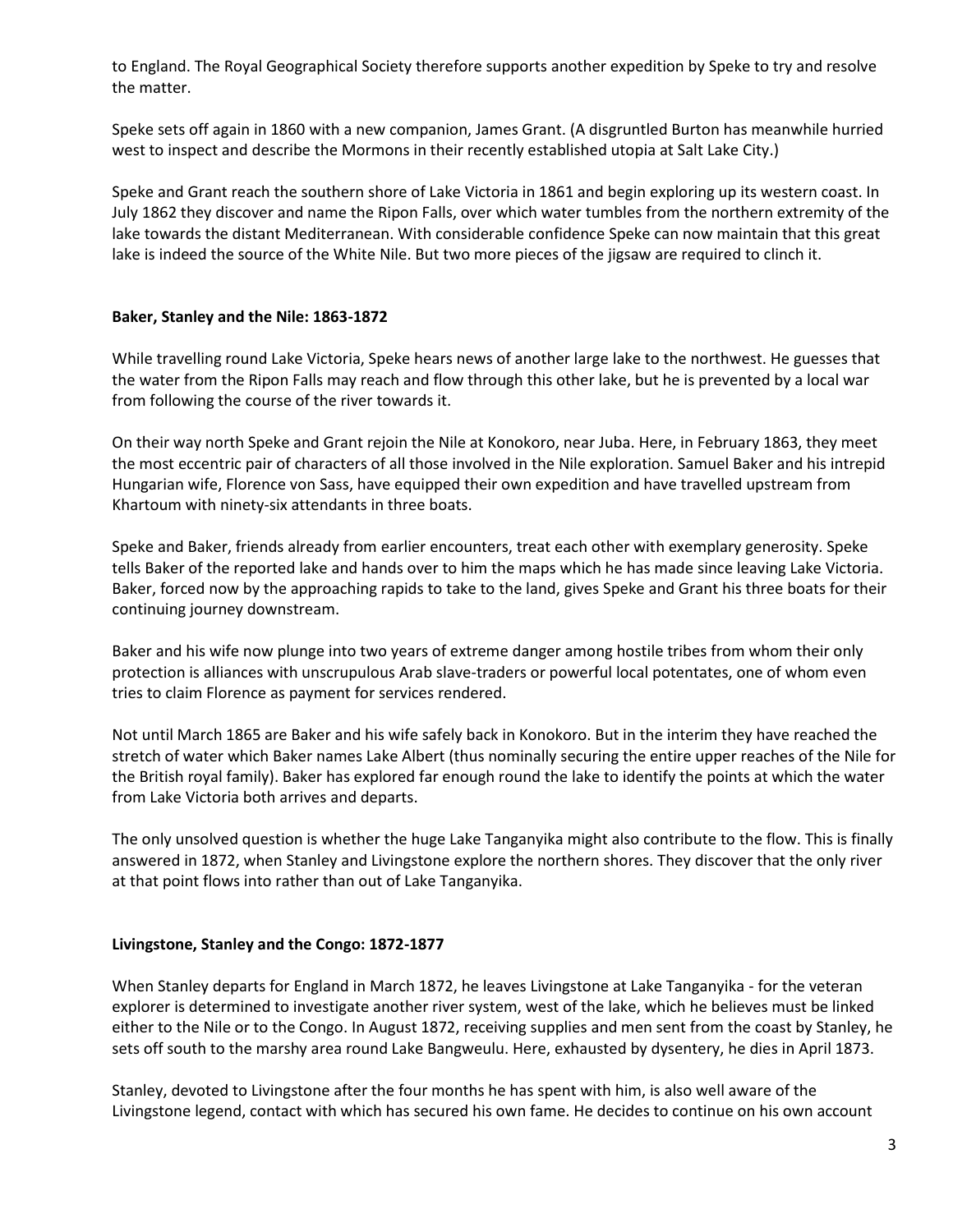to England. The Royal Geographical Society therefore supports another expedition by Speke to try and resolve the matter.

Speke sets off again in 1860 with a new companion, James Grant. (A disgruntled Burton has meanwhile hurried west to inspect and describe the Mormons in their recently established utopia at Salt Lake City.)

Speke and Grant reach the southern shore of Lake Victoria in 1861 and begin exploring up its western coast. In July 1862 they discover and name the Ripon Falls, over which water tumbles from the northern extremity of the lake towards the distant Mediterranean. With considerable confidence Speke can now maintain that this great lake is indeed the source of the White Nile. But two more pieces of the jigsaw are required to clinch it.

**Baker, Stanley and the Nile: 1863-1872**

While travelling round Lake Victoria, Speke hears news of another large lake to the northwest. He guesses that the water from the Ripon Falls may reach and flow through this other lake, but he is prevented by a local war from following the course of the river towards it.

On their way north Speke and Grant rejoin the Nile at Konokoro, near Juba. Here, in February 1863, they meet the most eccentric pair of characters of all those involved in the Nile exploration. Samuel Baker and his intrepid Hungarian wife, Florence von Sass, have equipped their own expedition and have travelled upstream from Khartoum with ninety-six attendants in three boats.

Speke and Baker, friends already from earlier encounters, treat each other with exemplary generosity. Speke tells Baker of the reported lake and hands over to him the maps which he has made since leaving Lake Victoria. Baker, forced now by the approaching rapids to take to the land, gives Speke and Grant his three boats for their continuing journey downstream.

Baker and his wife now plunge into two years of extreme danger among hostile tribes from whom their only protection is alliances with unscrupulous Arab slave-traders or powerful local potentates, one of whom even tries to claim Florence as payment for services rendered.

Not until March 1865 are Baker and his wife safely back in Konokoro. But in the interim they have reached the stretch of water which Baker names Lake Albert (thus nominally securing the entire upper reaches of the Nile for the British royal family). Baker has explored far enough round the lake to identify the points at which the water from Lake Victoria both arrives and departs.

The only unsolved question is whether the huge Lake Tanganyika might also contribute to the flow. This is finally answered in 1872, when Stanley and Livingstone explore the northern shores. They discover that the only river at that point flows into rather than out of Lake Tanganyika.

**Livingstone, Stanley and the Congo: 1872-1877**

When Stanley departs for England in March 1872, he leaves Livingstone at Lake Tanganyika - for the veteran explorer is determined to investigate another river system, west of the lake, which he believes must be linked either to the Nile or to the Congo. In August 1872, receiving supplies and men sent from the coast by Stanley, he sets off south to the marshy area round Lake Bangweulu. Here, exhausted by dysentery, he dies in April 1873.

Stanley, devoted to Livingstone after the four months he has spent with him, is also well aware of the Livingstone legend, contact with which has secured his own fame. He decides to continue on his own account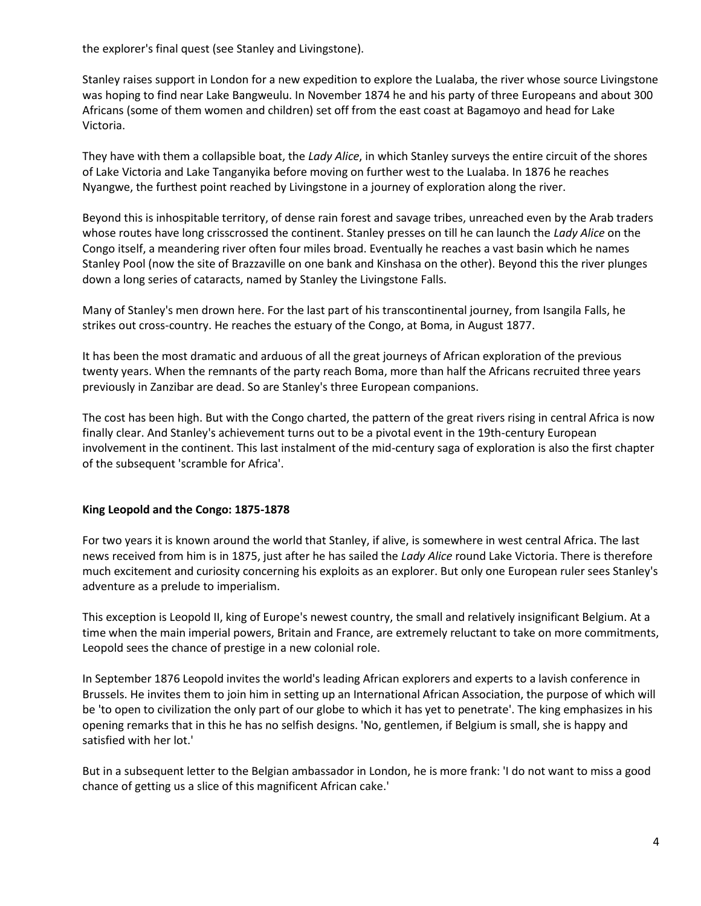the explorer's final quest (see Stanley and Livingstone).

Stanley raises support in London for a new expedition to explore the Lualaba, the river whose source Livingstone was hoping to find near Lake Bangweulu. In November 1874 he and his party of three Europeans and about 300 Africans (some of them women and children) set off from the east coast at Bagamoyo and head for Lake Victoria.

They have with them a collapsible boat, the *Lady Alice*, in which Stanley surveys the entire circuit of the shores of Lake Victoria and Lake Tanganyika before moving on further west to the Lualaba. In 1876 he reaches Nyangwe, the furthest point reached by Livingstone in a journey of exploration along the river.

Beyond this is inhospitable territory, of dense rain forest and savage tribes, unreached even by the Arab traders whose routes have long crisscrossed the continent. Stanley presses on till he can launch the *Lady Alice* on the Congo itself, a meandering river often four miles broad. Eventually he reaches a vast basin which he names Stanley Pool (now the site of Brazzaville on one bank and Kinshasa on the other). Beyond this the river plunges down a long series of cataracts, named by Stanley the Livingstone Falls.

Many of Stanley's men drown here. For the last part of his transcontinental journey, from Isangila Falls, he strikes out cross-country. He reaches the estuary of the Congo, at Boma, in August 1877.

It has been the most dramatic and arduous of all the great journeys of African exploration of the previous twenty years. When the remnants of the party reach Boma, more than half the Africans recruited three years previously in Zanzibar are dead. So are Stanley's three European companions.

The cost has been high. But with the Congo charted, the pattern of the great rivers rising in central Africa is now finally clear. And Stanley's achievement turns out to be a pivotal event in the 19th-century European involvement in the continent. This last instalment of the mid-century saga of exploration is also the first chapter of the subsequent 'scramble for Africa'.

**King Leopold and the Congo: 1875-1878**

For two years it is known around the world that Stanley, if alive, is somewhere in west central Africa. The last news received from him is in 1875, just after he has sailed the *Lady Alice* round Lake Victoria. There is therefore much excitement and curiosity concerning his exploits as an explorer. But only one European ruler sees Stanley's adventure as a prelude to imperialism.

This exception is Leopold II, king of Europe's newest country, the small and relatively insignificant Belgium. At a time when the main imperial powers, Britain and France, are extremely reluctant to take on more commitments, Leopold sees the chance of prestige in a new colonial role.

In September 1876 Leopold invites the world's leading African explorers and experts to a lavish conference in Brussels. He invites them to join him in setting up an International African Association, the purpose of which will be 'to open to civilization the only part of our globe to which it has yet to penetrate'. The king emphasizes in his opening remarks that in this he has no selfish designs. 'No, gentlemen, if Belgium is small, she is happy and satisfied with her lot.'

But in a subsequent letter to the Belgian ambassador in London, he is more frank: 'I do not want to miss a good chance of getting us a slice of this magnificent African cake.'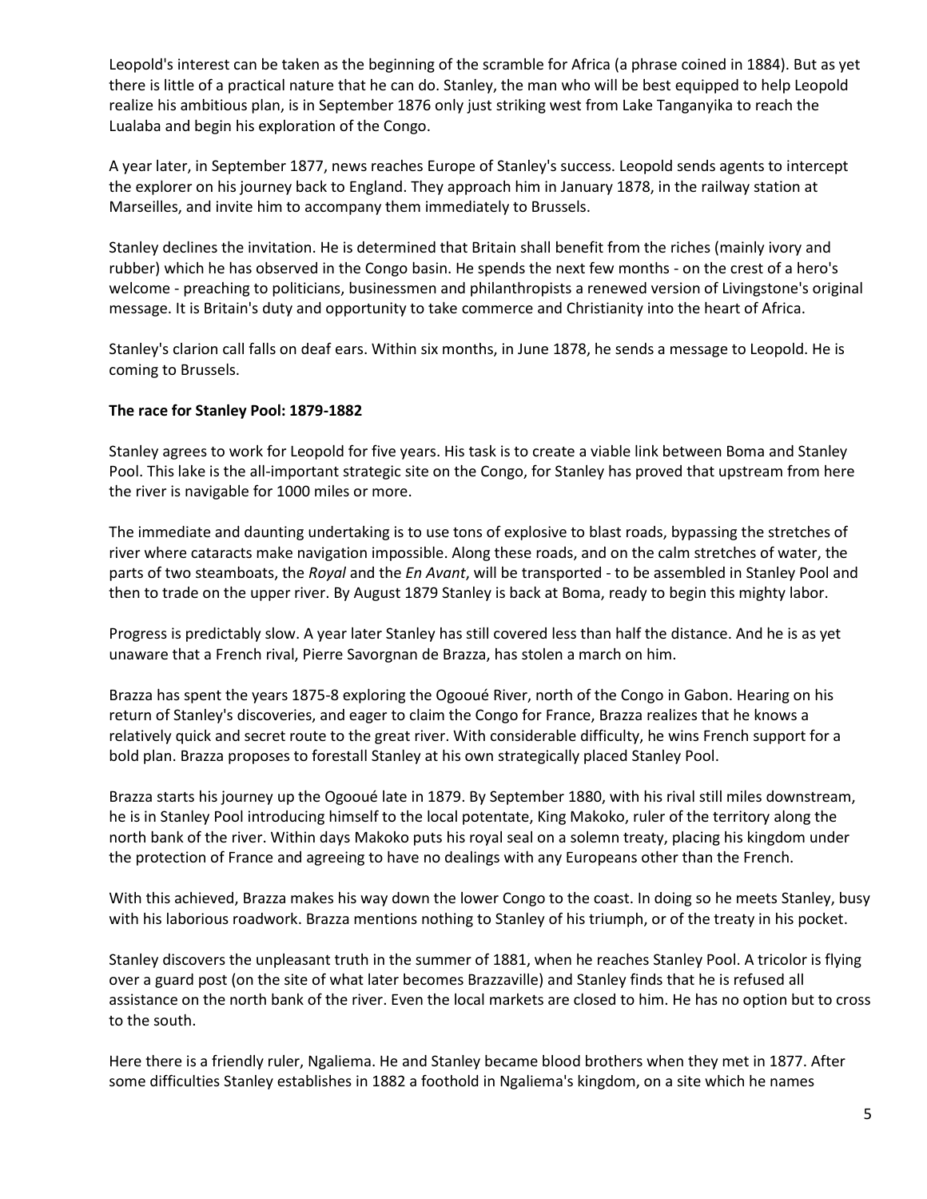Leopold's interest can be taken as the beginning of the scramble for Africa (a phrase coined in 1884). But as yet there is little of a practical nature that he can do. Stanley, the man who will be best equipped to help Leopold realize his ambitious plan, is in September 1876 only just striking west from Lake Tanganyika to reach the Lualaba and begin his exploration of the Congo.

A year later, in September 1877, news reaches Europe of Stanley's success. Leopold sends agents to intercept the explorer on his journey back to England. They approach him in January 1878, in the railway station at Marseilles, and invite him to accompany them immediately to Brussels.

Stanley declines the invitation. He is determined that Britain shall benefit from the riches (mainly ivory and rubber) which he has observed in the Congo basin. He spends the next few months - on the crest of a hero's welcome - preaching to politicians, businessmen and philanthropists a renewed version of Livingstone's original message. It is Britain's duty and opportunity to take commerce and Christianity into the heart of Africa.

Stanley's clarion call falls on deaf ears. Within six months, in June 1878, he sends a message to Leopold. He is coming to Brussels.

**The race for Stanley Pool: 1879-1882**

Stanley agrees to work for Leopold for five years. His task is to create a viable link between Boma and Stanley Pool. This lake is the all-important strategic site on the Congo, for Stanley has proved that upstream from here the river is navigable for 1000 miles or more.

The immediate and daunting undertaking is to use tons of explosive to blast roads, bypassing the stretches of river where cataracts make navigation impossible. Along these roads, and on the calm stretches of water, the parts of two steamboats, the *Royal* and the *En Avant*, will be transported - to be assembled in Stanley Pool and then to trade on the upper river. By August 1879 Stanley is back at Boma, ready to begin this mighty labor.

Progress is predictably slow. A year later Stanley has still covered less than half the distance. And he is as yet unaware that a French rival, Pierre Savorgnan de Brazza, has stolen a march on him.

Brazza has spent the years 1875-8 exploring the Ogooué River, north of the Congo in Gabon. Hearing on his return of Stanley's discoveries, and eager to claim the Congo for France, Brazza realizes that he knows a relatively quick and secret route to the great river. With considerable difficulty, he wins French support for a bold plan. Brazza proposes to forestall Stanley at his own strategically placed Stanley Pool.

Brazza starts his journey up the Ogooué late in 1879. By September 1880, with his rival still miles downstream, he is in Stanley Pool introducing himself to the local potentate, King Makoko, ruler of the territory along the north bank of the river. Within days Makoko puts his royal seal on a solemn treaty, placing his kingdom under the protection of France and agreeing to have no dealings with any Europeans other than the French.

With this achieved, Brazza makes his way down the lower Congo to the coast. In doing so he meets Stanley, busy with his laborious roadwork. Brazza mentions nothing to Stanley of his triumph, or of the treaty in his pocket.

Stanley discovers the unpleasant truth in the summer of 1881, when he reaches Stanley Pool. A tricolor is flying over a guard post (on the site of what later becomes Brazzaville) and Stanley finds that he is refused all assistance on the north bank of the river. Even the local markets are closed to him. He has no option but to cross to the south.

Here there is a friendly ruler, Ngaliema. He and Stanley became blood brothers when they met in 1877. After some difficulties Stanley establishes in 1882 a foothold in Ngaliema's kingdom, on a site which he names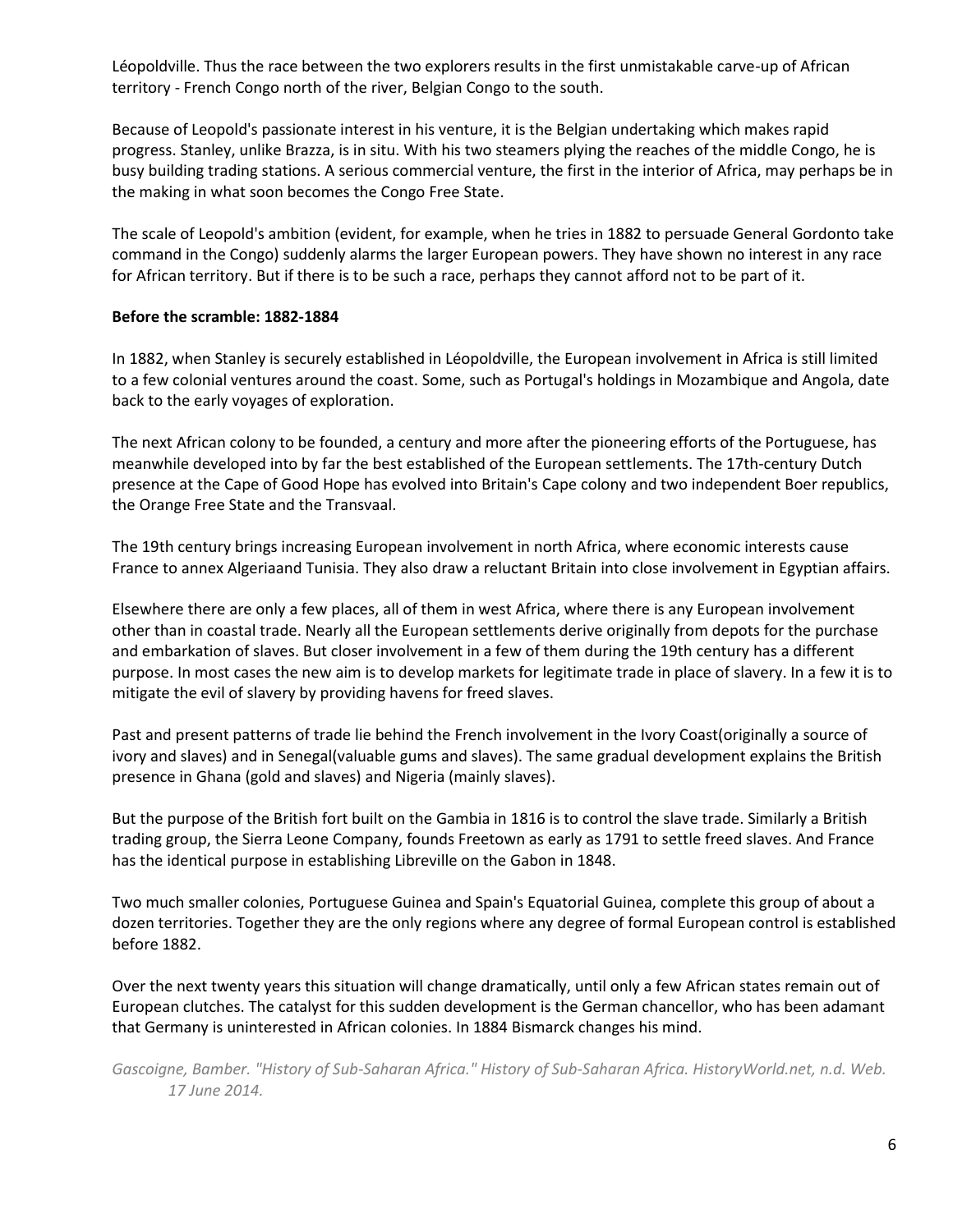Léopoldville. Thus the race between the two explorers results in the first unmistakable carve-up of African territory - French Congo north of the river, Belgian Congo to the south.

Because of Leopold's passionate interest in his venture, it is the Belgian undertaking which makes rapid progress. Stanley, unlike Brazza, is in situ. With his two steamers plying the reaches of the middle Congo, he is busy building trading stations. A serious commercial venture, the first in the interior of Africa, may perhaps be in the making in what soon becomes the Congo Free State.

The scale of Leopold's ambition (evident, for example, when he tries in 1882 to persuade General Gordonto take command in the Congo) suddenly alarms the larger European powers. They have shown no interest in any race for African territory. But if there is to be such a race, perhaps they cannot afford not to be part of it.

**Before the scramble: 1882-1884**

In 1882, when Stanley is securely established in Léopoldville, the European involvement in Africa is still limited to a few colonial ventures around the coast. Some, such as Portugal's holdings in Mozambique and Angola, date back to the early voyages of exploration.

The next African colony to be founded, a century and more after the pioneering efforts of the Portuguese, has meanwhile developed into by far the best established of the European settlements. The 17th-century Dutch presence at the Cape of Good Hope has evolved into Britain's Cape colony and two independent Boer republics, the Orange Free State and the Transvaal.

The 19th century brings increasing European involvement in north Africa, where economic interests cause France to annex Algeriaand Tunisia. They also draw a reluctant Britain into close involvement in Egyptian affairs.

Elsewhere there are only a few places, all of them in west Africa, where there is any European involvement other than in coastal trade. Nearly all the European settlements derive originally from depots for the purchase and embarkation of slaves. But closer involvement in a few of them during the 19th century has a different purpose. In most cases the new aim is to develop markets for legitimate trade in place of slavery. In a few it is to mitigate the evil of slavery by providing havens for freed slaves.

Past and present patterns of trade lie behind the French involvement in the Ivory Coast(originally a source of ivory and slaves) and in Senegal(valuable gums and slaves). The same gradual development explains the British presence in Ghana (gold and slaves) and Nigeria (mainly slaves).

But the purpose of the British fort built on the Gambia in 1816 is to control the slave trade. Similarly a British trading group, the Sierra Leone Company, founds Freetown as early as 1791 to settle freed slaves. And France has the identical purpose in establishing Libreville on the Gabon in 1848.

Two much smaller colonies, Portuguese Guinea and Spain's Equatorial Guinea, complete this group of about a dozen territories. Together they are the only regions where any degree of formal European control is established before 1882.

Over the next twenty years this situation will change dramatically, until only a few African states remain out of European clutches. The catalyst for this sudden development is the German chancellor, who has been adamant that Germany is uninterested in African colonies. In 1884 Bismarck changes his mind.

*Gascoigne, Bamber. "History of Sub-Saharan Africa." History of Sub-Saharan Africa. HistoryWorld.net, n.d. Web. 17 June 2014.*